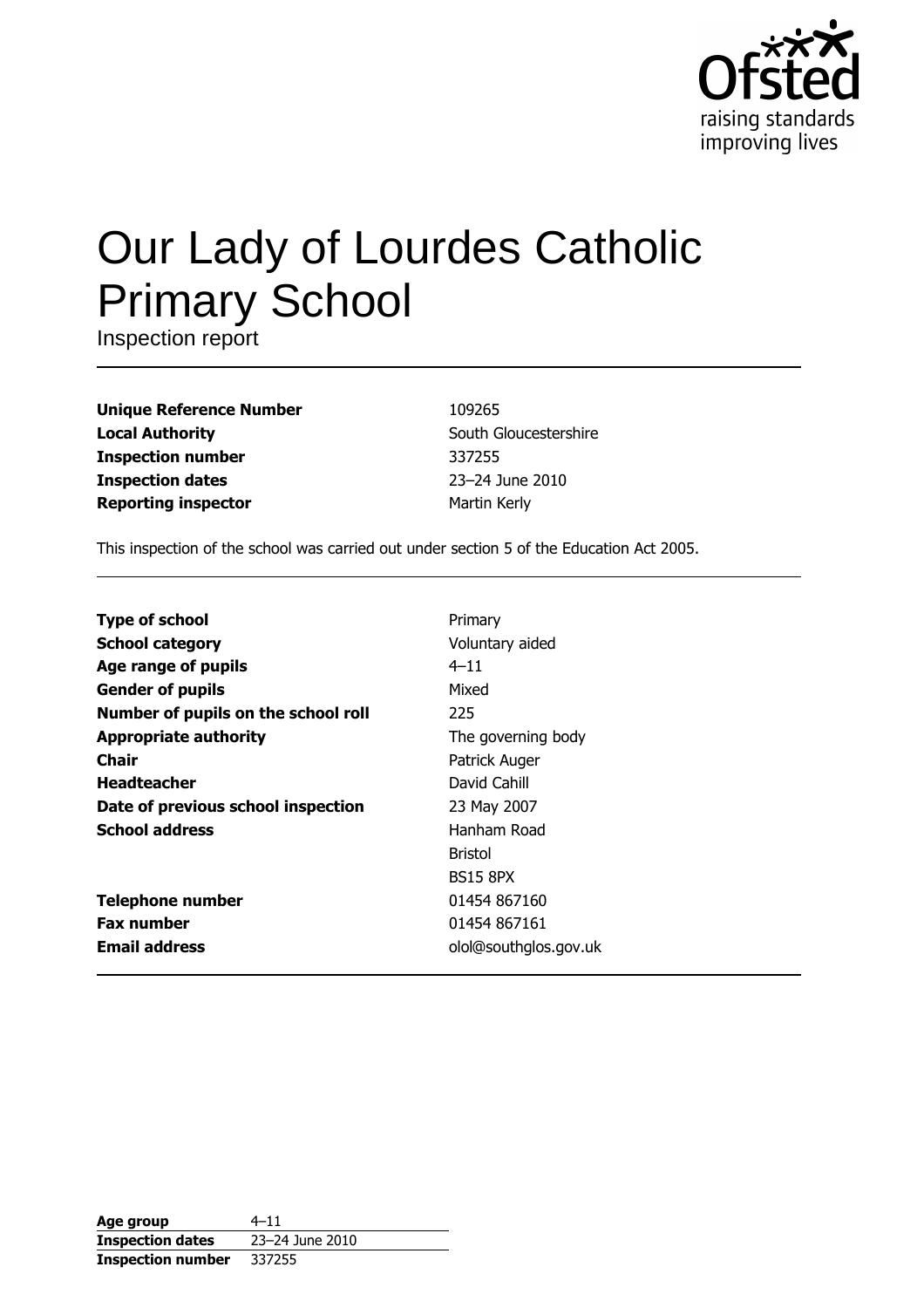Ofsted
raising standards
improving lives

# Our Lady of Lourdes Catholic Primary School

Inspection report

| | |
|---|---|
| **Unique Reference Number** | 109265 |
| **Local Authority** | South Gloucestershire |
| **Inspection number** | 337255 |
| **Inspection dates** | 23–24 June 2010 |
| **Reporting inspector** | Martin Kerly |

This inspection of the school was carried out under section 5 of the Education Act 2005.

| | |
|---|---|
| **Type of school** | Primary |
| **School category** | Voluntary aided |
| **Age range of pupils** | 4–11 |
| **Gender of pupils** | Mixed |
| **Number of pupils on the school roll** | 225 |
| **Appropriate authority** | The governing body |
| **Chair** | Patrick Auger |
| **Headteacher** | David Cahill |
| **Date of previous school inspection** | 23 May 2007 |
| **School address** | Hanham Road<br>Bristol<br>BS15 8PX |
| **Telephone number** | 01454 867160 |
| **Fax number** | 01454 867161 |
| **Email address** | olol@southglos.gov.uk |

| | |
|---|---|
| **Age group** | 4–11 |
| **Inspection dates** | 23–24 June 2010 |
| **Inspection number** | 337255 |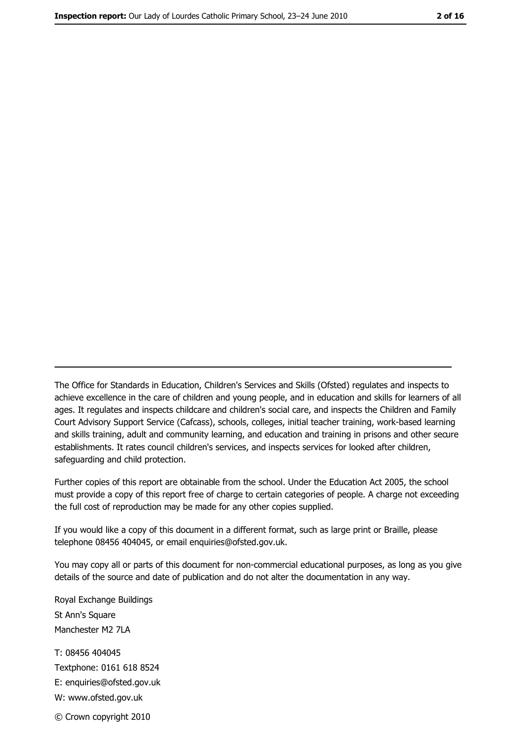---

The Office for Standards in Education, Children's Services and Skills (Ofsted) regulates and inspects to achieve excellence in the care of children and young people, and in education and skills for learners of all ages. It regulates and inspects childcare and children's social care, and inspects the Children and Family Court Advisory Support Service (Cafcass), schools, colleges, initial teacher training, work-based learning and skills training, adult and community learning, and education and training in prisons and other secure establishments. It rates council children's services, and inspects services for looked after children, safeguarding and child protection.

Further copies of this report are obtainable from the school. Under the Education Act 2005, the school must provide a copy of this report free of charge to certain categories of people. A charge not exceeding the full cost of reproduction may be made for any other copies supplied.

If you would like a copy of this document in a different format, such as large print or Braille, please telephone 08456 404045, or email enquiries@ofsted.gov.uk.

You may copy all or parts of this document for non-commercial educational purposes, as long as you give details of the source and date of publication and do not alter the documentation in any way.

Royal Exchange Buildings
St Ann's Square
Manchester M2 7LA

T: 08456 404045
Textphone: 0161 618 8524
E: enquiries@ofsted.gov.uk
W: www.ofsted.gov.uk

© Crown copyright 2010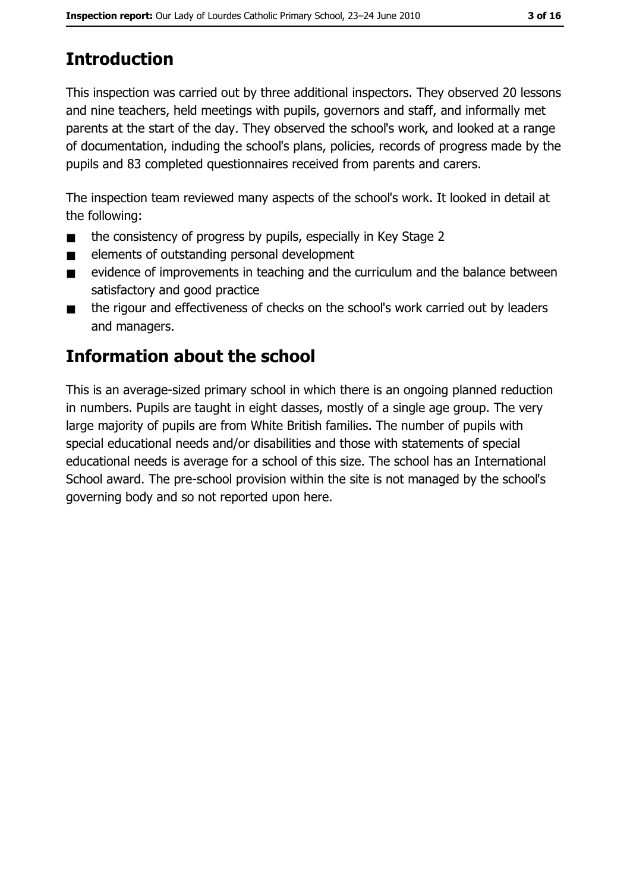## Introduction

This inspection was carried out by three additional inspectors. They observed 20 lessons and nine teachers, held meetings with pupils, governors and staff, and informally met parents at the start of the day. They observed the school's work, and looked at a range of documentation, including the school's plans, policies, records of progress made by the pupils and 83 completed questionnaires received from parents and carers.

The inspection team reviewed many aspects of the school's work. It looked in detail at the following:

- the consistency of progress by pupils, especially in Key Stage 2
- elements of outstanding personal development
- evidence of improvements in teaching and the curriculum and the balance between satisfactory and good practice
- the rigour and effectiveness of checks on the school's work carried out by leaders and managers.

## Information about the school

This is an average-sized primary school in which there is an ongoing planned reduction in numbers. Pupils are taught in eight classes, mostly of a single age group. The very large majority of pupils are from White British families. The number of pupils with special educational needs and/or disabilities and those with statements of special educational needs is average for a school of this size. The school has an International School award. The pre-school provision within the site is not managed by the school's governing body and so not reported upon here.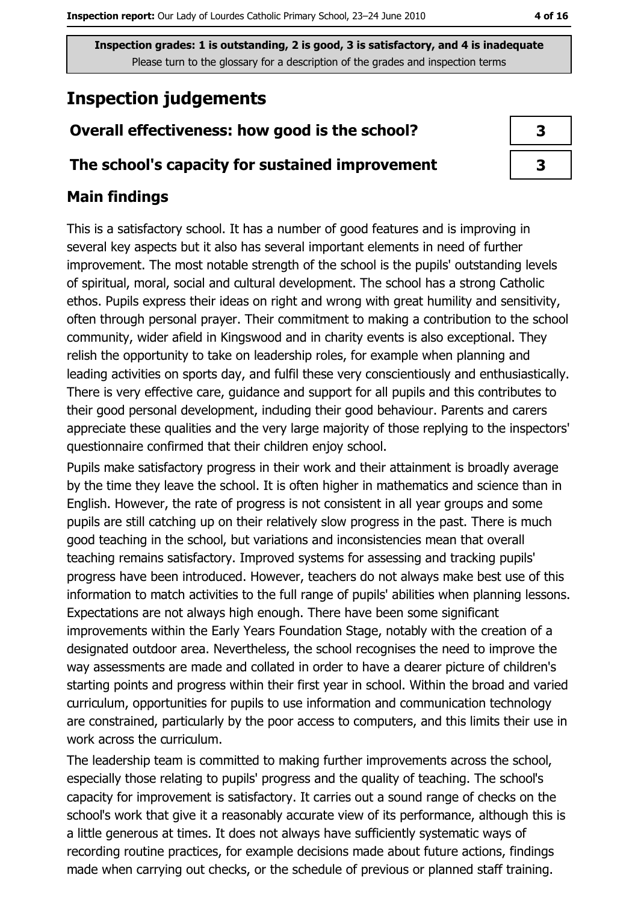**Inspection grades: 1 is outstanding, 2 is good, 3 is satisfactory, and 4 is inadequate**
Please turn to the glossary for a description of the grades and inspection terms

## Inspection judgements

| | |
|---|---|
| **Overall effectiveness: how good is the school?** | 3 |
| **The school's capacity for sustained improvement** | 3 |

### Main findings

This is a satisfactory school. It has a number of good features and is improving in several key aspects but it also has several important elements in need of further improvement. The most notable strength of the school is the pupils' outstanding levels of spiritual, moral, social and cultural development. The school has a strong Catholic ethos. Pupils express their ideas on right and wrong with great humility and sensitivity, often through personal prayer. Their commitment to making a contribution to the school community, wider afield in Kingswood and in charity events is also exceptional. They relish the opportunity to take on leadership roles, for example when planning and leading activities on sports day, and fulfil these very conscientiously and enthusiastically. There is very effective care, guidance and support for all pupils and this contributes to their good personal development, including their good behaviour. Parents and carers appreciate these qualities and the very large majority of those replying to the inspectors' questionnaire confirmed that their children enjoy school.

Pupils make satisfactory progress in their work and their attainment is broadly average by the time they leave the school. It is often higher in mathematics and science than in English. However, the rate of progress is not consistent in all year groups and some pupils are still catching up on their relatively slow progress in the past. There is much good teaching in the school, but variations and inconsistencies mean that overall teaching remains satisfactory. Improved systems for assessing and tracking pupils' progress have been introduced. However, teachers do not always make best use of this information to match activities to the full range of pupils' abilities when planning lessons. Expectations are not always high enough. There have been some significant improvements within the Early Years Foundation Stage, notably with the creation of a designated outdoor area. Nevertheless, the school recognises the need to improve the way assessments are made and collated in order to have a clearer picture of children's starting points and progress within their first year in school. Within the broad and varied curriculum, opportunities for pupils to use information and communication technology are constrained, particularly by the poor access to computers, and this limits their use in work across the curriculum.

The leadership team is committed to making further improvements across the school, especially those relating to pupils' progress and the quality of teaching. The school's capacity for improvement is satisfactory. It carries out a sound range of checks on the school's work that give it a reasonably accurate view of its performance, although this is a little generous at times. It does not always have sufficiently systematic ways of recording routine practices, for example decisions made about future actions, findings made when carrying out checks, or the schedule of previous or planned staff training.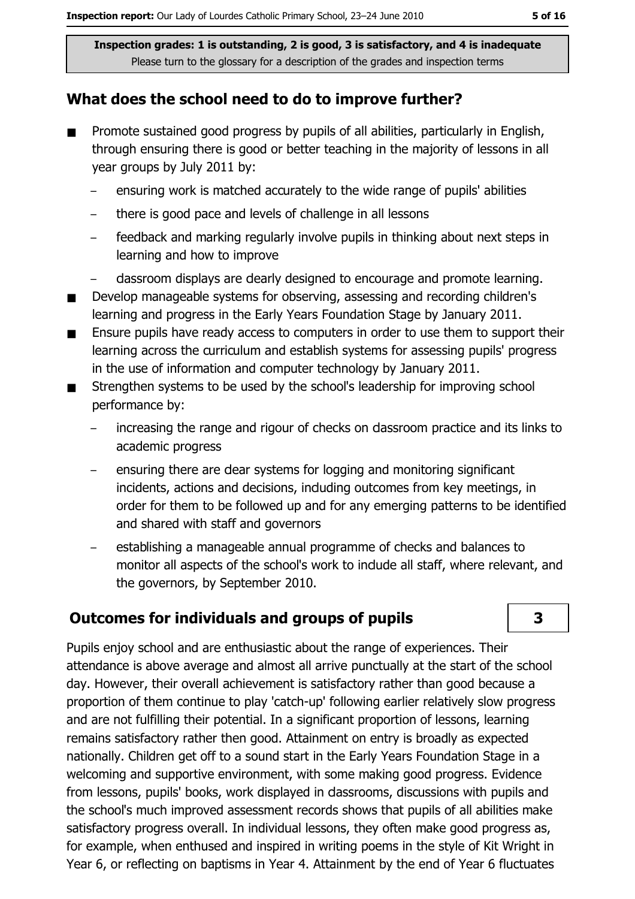Inspection grades: 1 is outstanding, 2 is good, 3 is satisfactory, and 4 is inadequate
Please turn to the glossary for a description of the grades and inspection terms

## What does the school need to do to improve further?

- Promote sustained good progress by pupils of all abilities, particularly in English, through ensuring there is good or better teaching in the majority of lessons in all year groups by July 2011 by:
  - ensuring work is matched accurately to the wide range of pupils' abilities
  - there is good pace and levels of challenge in all lessons
  - feedback and marking regularly involve pupils in thinking about next steps in learning and how to improve
  - classroom displays are clearly designed to encourage and promote learning.
- Develop manageable systems for observing, assessing and recording children's learning and progress in the Early Years Foundation Stage by January 2011.
- Ensure pupils have ready access to computers in order to use them to support their learning across the curriculum and establish systems for assessing pupils' progress in the use of information and computer technology by January 2011.
- Strengthen systems to be used by the school's leadership for improving school performance by:
  - increasing the range and rigour of checks on classroom practice and its links to academic progress
  - ensuring there are clear systems for logging and monitoring significant incidents, actions and decisions, including outcomes from key meetings, in order for them to be followed up and for any emerging patterns to be identified and shared with staff and governors
  - establishing a manageable annual programme of checks and balances to monitor all aspects of the school's work to include all staff, where relevant, and the governors, by September 2010.

## Outcomes for individuals and groups of pupils — 3

Pupils enjoy school and are enthusiastic about the range of experiences. Their attendance is above average and almost all arrive punctually at the start of the school day. However, their overall achievement is satisfactory rather than good because a proportion of them continue to play 'catch-up' following earlier relatively slow progress and are not fulfilling their potential. In a significant proportion of lessons, learning remains satisfactory rather then good. Attainment on entry is broadly as expected nationally. Children get off to a sound start in the Early Years Foundation Stage in a welcoming and supportive environment, with some making good progress. Evidence from lessons, pupils' books, work displayed in classrooms, discussions with pupils and the school's much improved assessment records shows that pupils of all abilities make satisfactory progress overall. In individual lessons, they often make good progress as, for example, when enthused and inspired in writing poems in the style of Kit Wright in Year 6, or reflecting on baptisms in Year 4. Attainment by the end of Year 6 fluctuates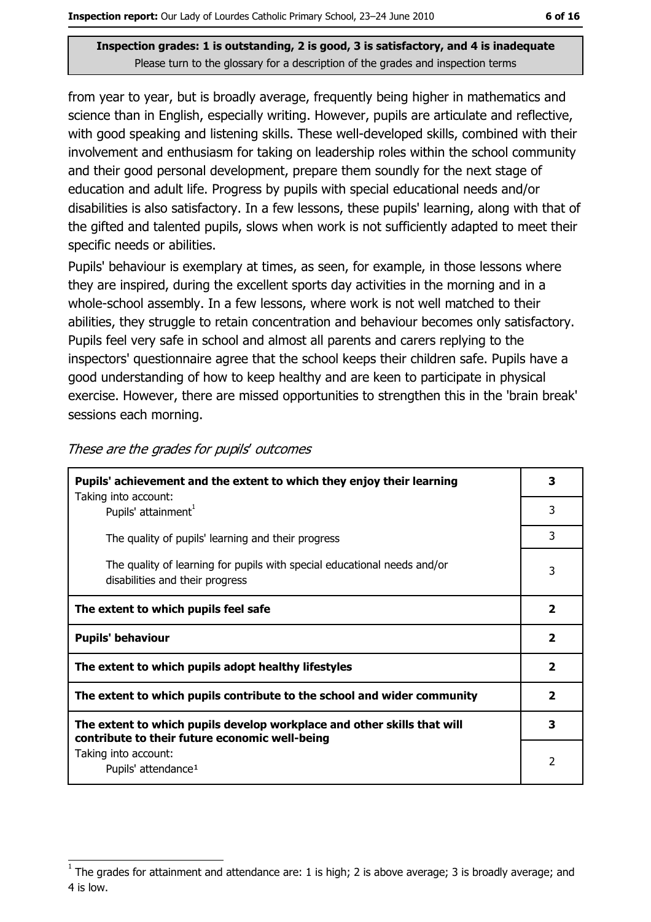**Inspection grades: 1 is outstanding, 2 is good, 3 is satisfactory, and 4 is inadequate**
Please turn to the glossary for a description of the grades and inspection terms

from year to year, but is broadly average, frequently being higher in mathematics and science than in English, especially writing. However, pupils are articulate and reflective, with good speaking and listening skills. These well-developed skills, combined with their involvement and enthusiasm for taking on leadership roles within the school community and their good personal development, prepare them soundly for the next stage of education and adult life. Progress by pupils with special educational needs and/or disabilities is also satisfactory. In a few lessons, these pupils' learning, along with that of the gifted and talented pupils, slows when work is not sufficiently adapted to meet their specific needs or abilities.

Pupils' behaviour is exemplary at times, as seen, for example, in those lessons where they are inspired, during the excellent sports day activities in the morning and in a whole-school assembly. In a few lessons, where work is not well matched to their abilities, they struggle to retain concentration and behaviour becomes only satisfactory. Pupils feel very safe in school and almost all parents and carers replying to the inspectors' questionnaire agree that the school keeps their children safe. Pupils have a good understanding of how to keep healthy and are keen to participate in physical exercise. However, there are missed opportunities to strengthen this in the 'brain break' sessions each morning.

*These are the grades for pupils' outcomes*

| | |
|---|---|
| **Pupils' achievement and the extent to which they enjoy their learning** Taking into account: | **3** |
| Pupils' attainment[1] | 3 |
| The quality of pupils' learning and their progress | 3 |
| The quality of learning for pupils with special educational needs and/or disabilities and their progress | 3 |
| **The extent to which pupils feel safe** | **2** |
| **Pupils' behaviour** | **2** |
| **The extent to which pupils adopt healthy lifestyles** | **2** |
| **The extent to which pupils contribute to the school and wider community** | **2** |
| **The extent to which pupils develop workplace and other skills that will contribute to their future economic well-being** | **3** |
| Taking into account: Pupils' attendance[1] | 2 |

[1] The grades for attainment and attendance are: 1 is high; 2 is above average; 3 is broadly average; and 4 is low.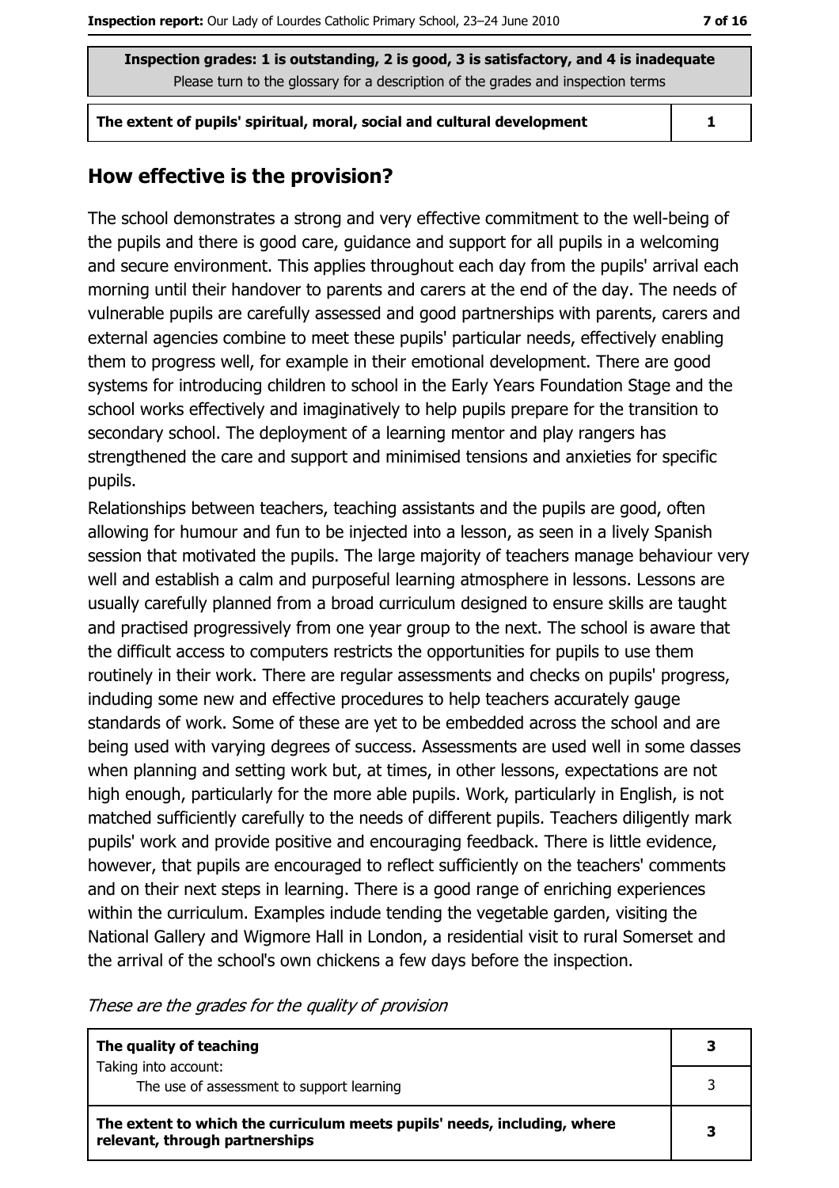**Inspection grades: 1 is outstanding, 2 is good, 3 is satisfactory, and 4 is inadequate**
Please turn to the glossary for a description of the grades and inspection terms

| The extent of pupils' spiritual, moral, social and cultural development | 1 |
|---|---|

## How effective is the provision?

The school demonstrates a strong and very effective commitment to the well-being of the pupils and there is good care, guidance and support for all pupils in a welcoming and secure environment. This applies throughout each day from the pupils' arrival each morning until their handover to parents and carers at the end of the day. The needs of vulnerable pupils are carefully assessed and good partnerships with parents, carers and external agencies combine to meet these pupils' particular needs, effectively enabling them to progress well, for example in their emotional development. There are good systems for introducing children to school in the Early Years Foundation Stage and the school works effectively and imaginatively to help pupils prepare for the transition to secondary school. The deployment of a learning mentor and play rangers has strengthened the care and support and minimised tensions and anxieties for specific pupils.

Relationships between teachers, teaching assistants and the pupils are good, often allowing for humour and fun to be injected into a lesson, as seen in a lively Spanish session that motivated the pupils. The large majority of teachers manage behaviour very well and establish a calm and purposeful learning atmosphere in lessons. Lessons are usually carefully planned from a broad curriculum designed to ensure skills are taught and practised progressively from one year group to the next. The school is aware that the difficult access to computers restricts the opportunities for pupils to use them routinely in their work. There are regular assessments and checks on pupils' progress, including some new and effective procedures to help teachers accurately gauge standards of work. Some of these are yet to be embedded across the school and are being used with varying degrees of success. Assessments are used well in some classes when planning and setting work but, at times, in other lessons, expectations are not high enough, particularly for the more able pupils. Work, particularly in English, is not matched sufficiently carefully to the needs of different pupils. Teachers diligently mark pupils' work and provide positive and encouraging feedback. There is little evidence, however, that pupils are encouraged to reflect sufficiently on the teachers' comments and on their next steps in learning. There is a good range of enriching experiences within the curriculum. Examples include tending the vegetable garden, visiting the National Gallery and Wigmore Hall in London, a residential visit to rural Somerset and the arrival of the school's own chickens a few days before the inspection.

*These are the grades for the quality of provision*

| | |
|---|---|
| **The quality of teaching**<br>Taking into account: | **3** |
| The use of assessment to support learning | 3 |
| **The extent to which the curriculum meets pupils' needs, including, where relevant, through partnerships** | **3** |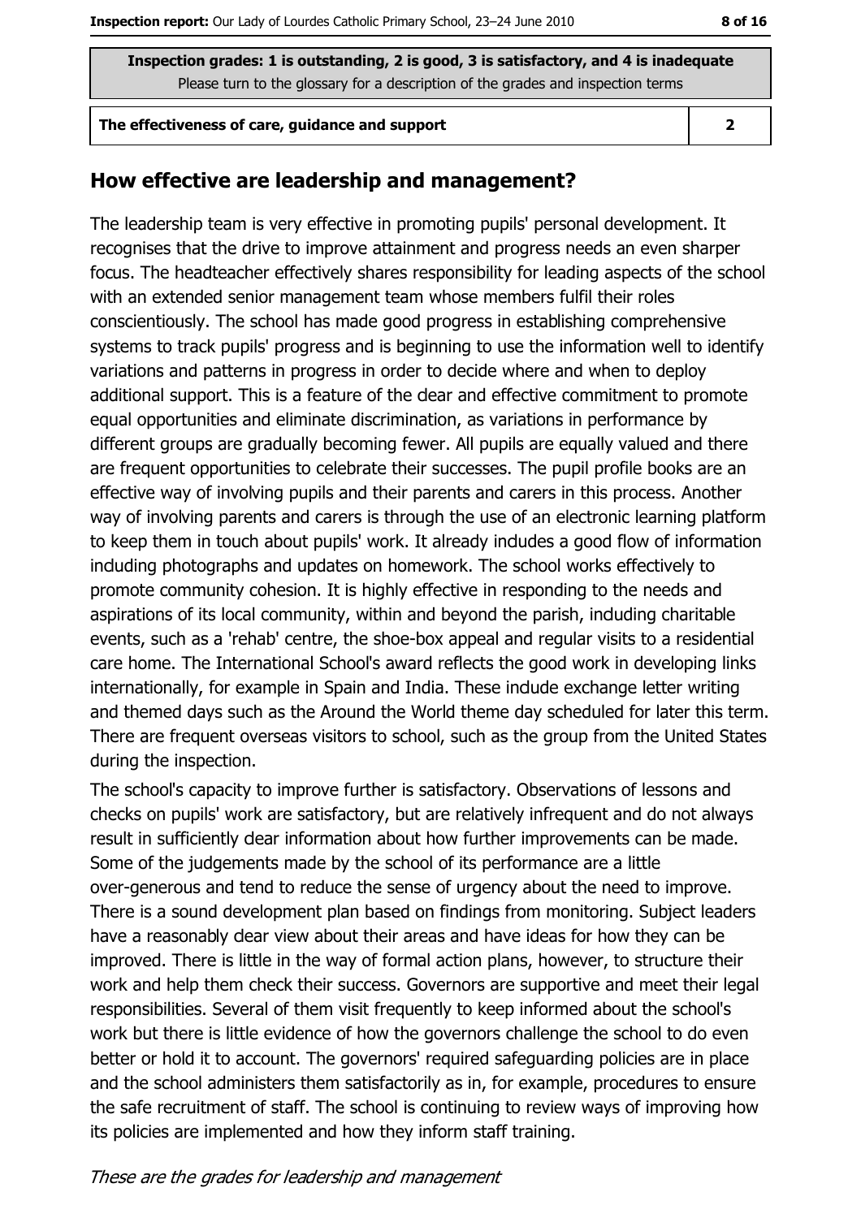| Inspection grades: 1 is outstanding, 2 is good, 3 is satisfactory, and 4 is inadequate<br>Please turn to the glossary for a description of the grades and inspection terms | |
|---|---|
| **The effectiveness of care, guidance and support** | **2** |

## How effective are leadership and management?

The leadership team is very effective in promoting pupils' personal development. It recognises that the drive to improve attainment and progress needs an even sharper focus. The headteacher effectively shares responsibility for leading aspects of the school with an extended senior management team whose members fulfil their roles conscientiously. The school has made good progress in establishing comprehensive systems to track pupils' progress and is beginning to use the information well to identify variations and patterns in progress in order to decide where and when to deploy additional support. This is a feature of the dear and effective commitment to promote equal opportunities and eliminate discrimination, as variations in performance by different groups are gradually becoming fewer. All pupils are equally valued and there are frequent opportunities to celebrate their successes. The pupil profile books are an effective way of involving pupils and their parents and carers in this process. Another way of involving parents and carers is through the use of an electronic learning platform to keep them in touch about pupils' work. It already indudes a good flow of information induding photographs and updates on homework. The school works effectively to promote community cohesion. It is highly effective in responding to the needs and aspirations of its local community, within and beyond the parish, induding charitable events, such as a 'rehab' centre, the shoe-box appeal and regular visits to a residential care home. The International School's award reflects the good work in developing links internationally, for example in Spain and India. These indude exchange letter writing and themed days such as the Around the World theme day scheduled for later this term. There are frequent overseas visitors to school, such as the group from the United States during the inspection.

The school's capacity to improve further is satisfactory. Observations of lessons and checks on pupils' work are satisfactory, but are relatively infrequent and do not always result in sufficiently dear information about how further improvements can be made. Some of the judgements made by the school of its performance are a little over-generous and tend to reduce the sense of urgency about the need to improve. There is a sound development plan based on findings from monitoring. Subject leaders have a reasonably dear view about their areas and have ideas for how they can be improved. There is little in the way of formal action plans, however, to structure their work and help them check their success. Governors are supportive and meet their legal responsibilities. Several of them visit frequently to keep informed about the school's work but there is little evidence of how the governors challenge the school to do even better or hold it to account. The governors' required safeguarding policies are in place and the school administers them satisfactorily as in, for example, procedures to ensure the safe recruitment of staff. The school is continuing to review ways of improving how its policies are implemented and how they inform staff training.

*These are the grades for leadership and management*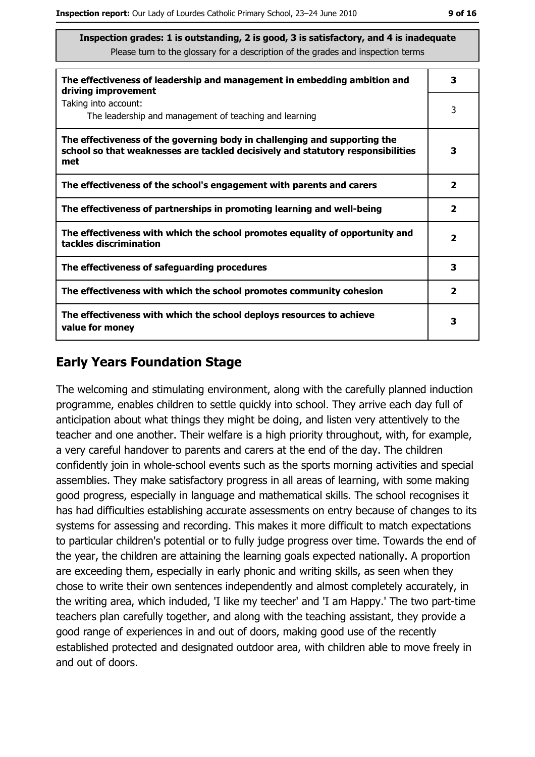**Inspection grades: 1 is outstanding, 2 is good, 3 is satisfactory, and 4 is inadequate**
Please turn to the glossary for a description of the grades and inspection terms

| | |
|---|---|
| **The effectiveness of leadership and management in embedding ambition and driving improvement** | **3** |
| Taking into account: The leadership and management of teaching and learning | 3 |
| **The effectiveness of the governing body in challenging and supporting the school so that weaknesses are tackled decisively and statutory responsibilities met** | **3** |
| **The effectiveness of the school's engagement with parents and carers** | **2** |
| **The effectiveness of partnerships in promoting learning and well-being** | **2** |
| **The effectiveness with which the school promotes equality of opportunity and tackles discrimination** | **2** |
| **The effectiveness of safeguarding procedures** | **3** |
| **The effectiveness with which the school promotes community cohesion** | **2** |
| **The effectiveness with which the school deploys resources to achieve value for money** | **3** |

## Early Years Foundation Stage

The welcoming and stimulating environment, along with the carefully planned induction programme, enables children to settle quickly into school. They arrive each day full of anticipation about what things they might be doing, and listen very attentively to the teacher and one another. Their welfare is a high priority throughout, with, for example, a very careful handover to parents and carers at the end of the day. The children confidently join in whole-school events such as the sports morning activities and special assemblies. They make satisfactory progress in all areas of learning, with some making good progress, especially in language and mathematical skills. The school recognises it has had difficulties establishing accurate assessments on entry because of changes to its systems for assessing and recording. This makes it more difficult to match expectations to particular children's potential or to fully judge progress over time. Towards the end of the year, the children are attaining the learning goals expected nationally. A proportion are exceeding them, especially in early phonic and writing skills, as seen when they chose to write their own sentences independently and almost completely accurately, in the writing area, which included, 'I like my teecher' and 'I am Happy.' The two part-time teachers plan carefully together, and along with the teaching assistant, they provide a good range of experiences in and out of doors, making good use of the recently established protected and designated outdoor area, with children able to move freely in and out of doors.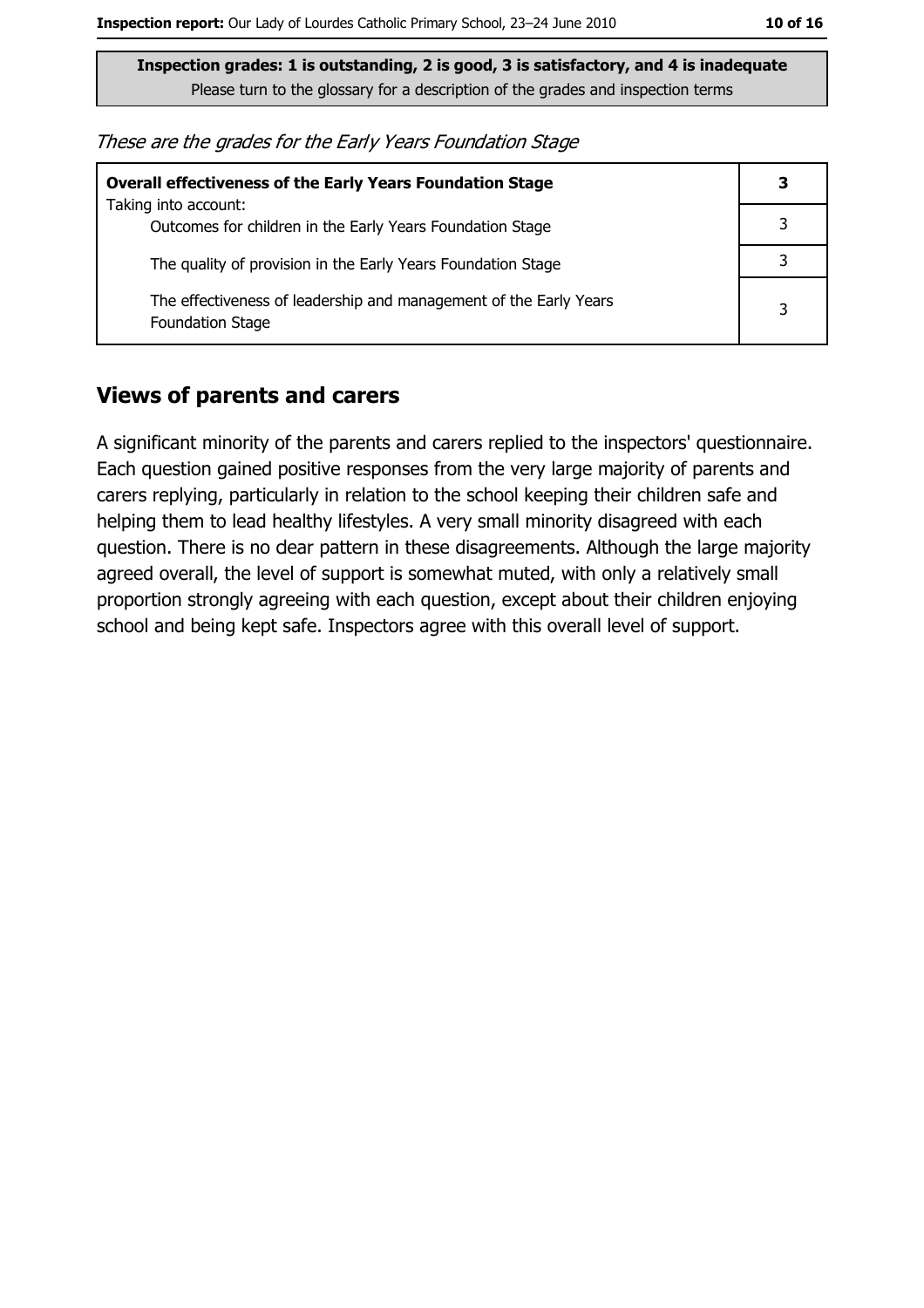**Inspection grades: 1 is outstanding, 2 is good, 3 is satisfactory, and 4 is inadequate**
Please turn to the glossary for a description of the grades and inspection terms

*These are the grades for the Early Years Foundation Stage*

| **Overall effectiveness of the Early Years Foundation Stage** | **3** |
|---|---|
| Taking into account: Outcomes for children in the Early Years Foundation Stage | 3 |
| The quality of provision in the Early Years Foundation Stage | 3 |
| The effectiveness of leadership and management of the Early Years Foundation Stage | 3 |

## Views of parents and carers

A significant minority of the parents and carers replied to the inspectors' questionnaire. Each question gained positive responses from the very large majority of parents and carers replying, particularly in relation to the school keeping their children safe and helping them to lead healthy lifestyles. A very small minority disagreed with each question. There is no dear pattern in these disagreements. Although the large majority agreed overall, the level of support is somewhat muted, with only a relatively small proportion strongly agreeing with each question, except about their children enjoying school and being kept safe. Inspectors agree with this overall level of support.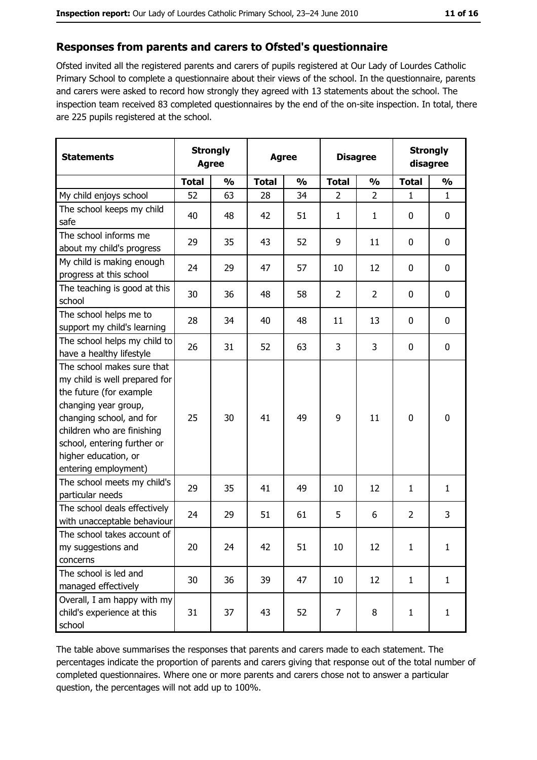## Responses from parents and carers to Ofsted's questionnaire

Ofsted invited all the registered parents and carers of pupils registered at Our Lady of Lourdes Catholic Primary School to complete a questionnaire about their views of the school. In the questionnaire, parents and carers were asked to record how strongly they agreed with 13 statements about the school. The inspection team received 83 completed questionnaires by the end of the on-site inspection. In total, there are 225 pupils registered at the school.

| Statements | Strongly Agree | | Agree | | Disagree | | Strongly disagree | |
|---|---|---|---|---|---|---|---|---|
| | Total | % | Total | % | Total | % | Total | % |
| My child enjoys school | 52 | 63 | 28 | 34 | 2 | 2 | 1 | 1 |
| The school keeps my child safe | 40 | 48 | 42 | 51 | 1 | 1 | 0 | 0 |
| The school informs me about my child's progress | 29 | 35 | 43 | 52 | 9 | 11 | 0 | 0 |
| My child is making enough progress at this school | 24 | 29 | 47 | 57 | 10 | 12 | 0 | 0 |
| The teaching is good at this school | 30 | 36 | 48 | 58 | 2 | 2 | 0 | 0 |
| The school helps me to support my child's learning | 28 | 34 | 40 | 48 | 11 | 13 | 0 | 0 |
| The school helps my child to have a healthy lifestyle | 26 | 31 | 52 | 63 | 3 | 3 | 0 | 0 |
| The school makes sure that my child is well prepared for the future (for example changing year group, changing school, and for children who are finishing school, entering further or higher education, or entering employment) | 25 | 30 | 41 | 49 | 9 | 11 | 0 | 0 |
| The school meets my child's particular needs | 29 | 35 | 41 | 49 | 10 | 12 | 1 | 1 |
| The school deals effectively with unacceptable behaviour | 24 | 29 | 51 | 61 | 5 | 6 | 2 | 3 |
| The school takes account of my suggestions and concerns | 20 | 24 | 42 | 51 | 10 | 12 | 1 | 1 |
| The school is led and managed effectively | 30 | 36 | 39 | 47 | 10 | 12 | 1 | 1 |
| Overall, I am happy with my child's experience at this school | 31 | 37 | 43 | 52 | 7 | 8 | 1 | 1 |

The table above summarises the responses that parents and carers made to each statement. The percentages indicate the proportion of parents and carers giving that response out of the total number of completed questionnaires. Where one or more parents and carers chose not to answer a particular question, the percentages will not add up to 100%.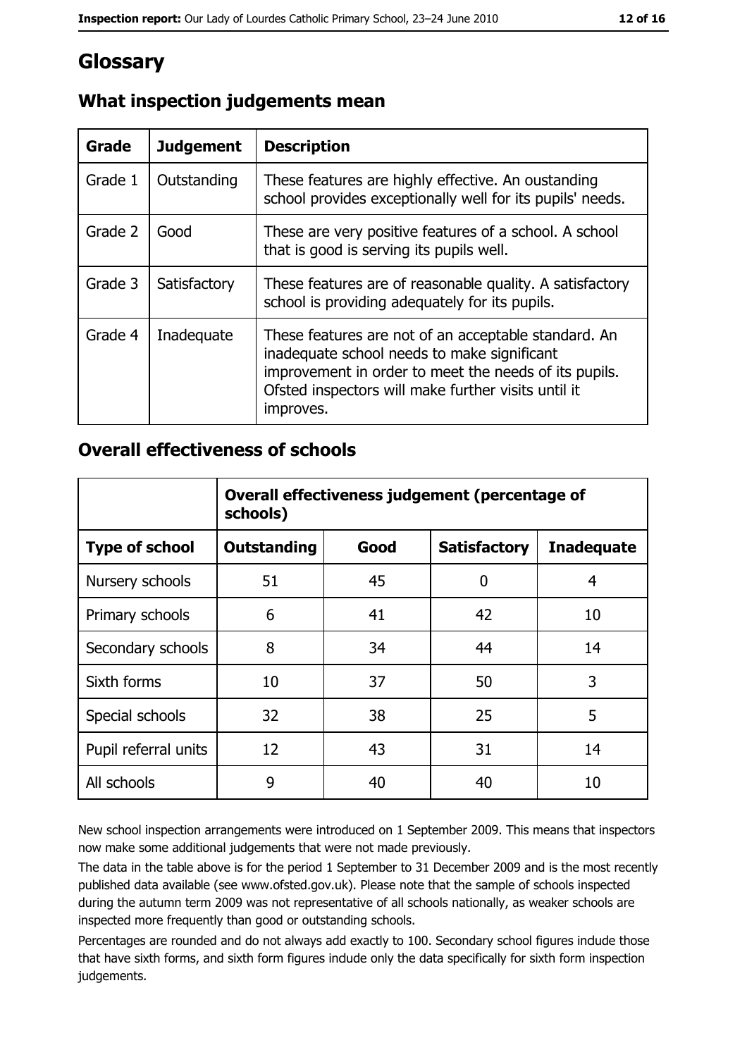# Glossary

## What inspection judgements mean

| Grade | Judgement | Description |
| --- | --- | --- |
| Grade 1 | Outstanding | These features are highly effective. An oustanding school provides exceptionally well for its pupils' needs. |
| Grade 2 | Good | These are very positive features of a school. A school that is good is serving its pupils well. |
| Grade 3 | Satisfactory | These features are of reasonable quality. A satisfactory school is providing adequately for its pupils. |
| Grade 4 | Inadequate | These features are not of an acceptable standard. An inadequate school needs to make significant improvement in order to meet the needs of its pupils. Ofsted inspectors will make further visits until it improves. |

## Overall effectiveness of schools

| | Overall effectiveness judgement (percentage of schools) | | | |
| --- | --- | --- | --- | --- |
| **Type of school** | **Outstanding** | **Good** | **Satisfactory** | **Inadequate** |
| Nursery schools | 51 | 45 | 0 | 4 |
| Primary schools | 6 | 41 | 42 | 10 |
| Secondary schools | 8 | 34 | 44 | 14 |
| Sixth forms | 10 | 37 | 50 | 3 |
| Special schools | 32 | 38 | 25 | 5 |
| Pupil referral units | 12 | 43 | 31 | 14 |
| All schools | 9 | 40 | 40 | 10 |

New school inspection arrangements were introduced on 1 September 2009. This means that inspectors now make some additional judgements that were not made previously.

The data in the table above is for the period 1 September to 31 December 2009 and is the most recently published data available (see www.ofsted.gov.uk). Please note that the sample of schools inspected during the autumn term 2009 was not representative of all schools nationally, as weaker schools are inspected more frequently than good or outstanding schools.

Percentages are rounded and do not always add exactly to 100. Secondary school figures indude those that have sixth forms, and sixth form figures indude only the data specifically for sixth form inspection judgements.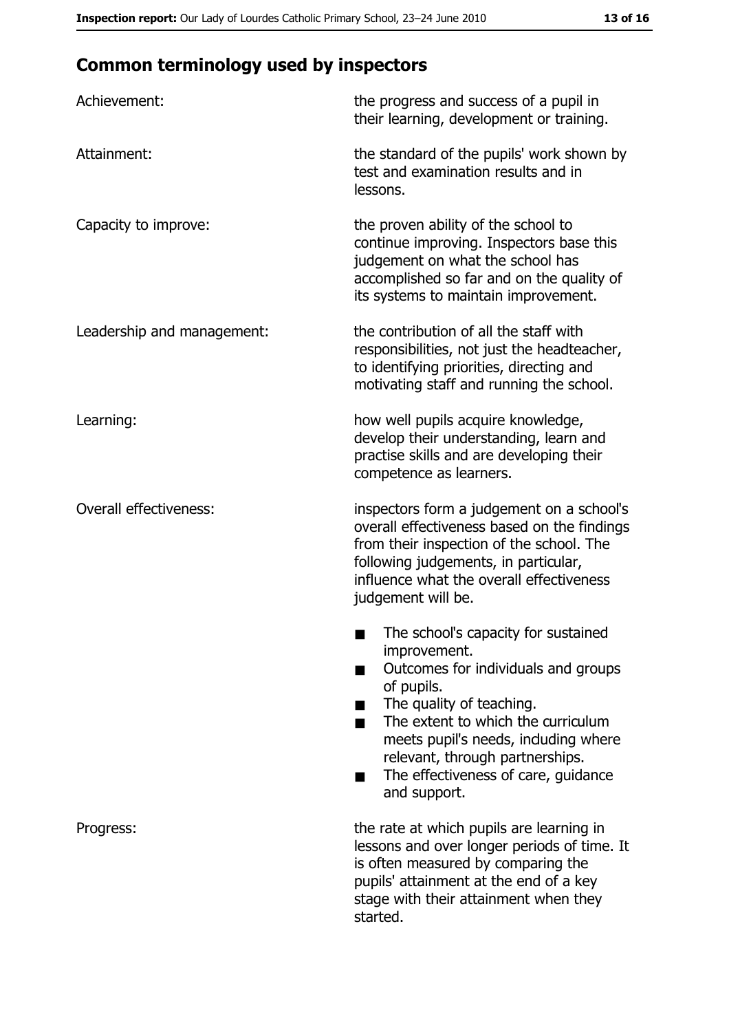## Common terminology used by inspectors

| | |
|---|---|
| Achievement: | the progress and success of a pupil in their learning, development or training. |
| Attainment: | the standard of the pupils' work shown by test and examination results and in lessons. |
| Capacity to improve: | the proven ability of the school to continue improving. Inspectors base this judgement on what the school has accomplished so far and on the quality of its systems to maintain improvement. |
| Leadership and management: | the contribution of all the staff with responsibilities, not just the headteacher, to identifying priorities, directing and motivating staff and running the school. |
| Learning: | how well pupils acquire knowledge, develop their understanding, learn and practise skills and are developing their competence as learners. |
| Overall effectiveness: | inspectors form a judgement on a school's overall effectiveness based on the findings from their inspection of the school. The following judgements, in particular, influence what the overall effectiveness judgement will be. <br>■ The school's capacity for sustained improvement.<br>■ Outcomes for individuals and groups of pupils.<br>■ The quality of teaching.<br>■ The extent to which the curriculum meets pupil's needs, including where relevant, through partnerships.<br>■ The effectiveness of care, guidance and support. |
| Progress: | the rate at which pupils are learning in lessons and over longer periods of time. It is often measured by comparing the pupils' attainment at the end of a key stage with their attainment when they started. |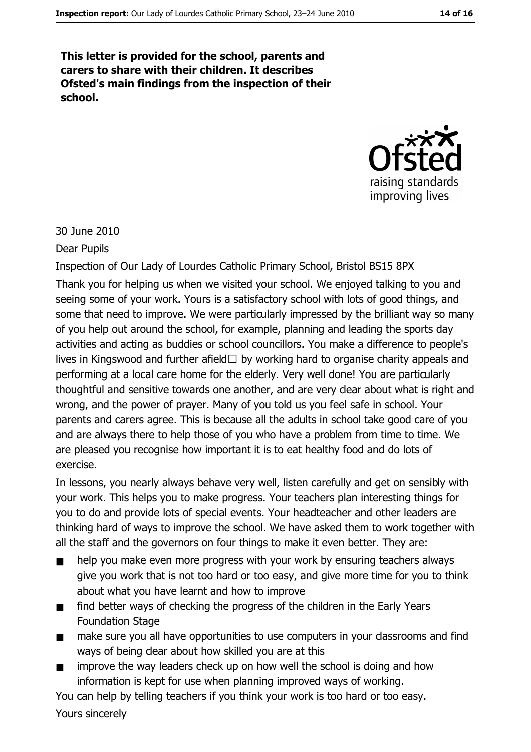**This letter is provided for the school, parents and carers to share with their children. It describes Ofsted's main findings from the inspection of their school.**

30 June 2010

Dear Pupils

Inspection of Our Lady of Lourdes Catholic Primary School, Bristol BS15 8PX

Thank you for helping us when we visited your school. We enjoyed talking to you and seeing some of your work. Yours is a satisfactory school with lots of good things, and some that need to improve. We were particularly impressed by the brilliant way so many of you help out around the school, for example, planning and leading the sports day activities and acting as buddies or school councillors. You make a difference to people's lives in Kingswood and further afield□ by working hard to organise charity appeals and performing at a local care home for the elderly. Very well done! You are particularly thoughtful and sensitive towards one another, and are very clear about what is right and wrong, and the power of prayer. Many of you told us you feel safe in school. Your parents and carers agree. This is because all the adults in school take good care of you and are always there to help those of you who have a problem from time to time. We are pleased you recognise how important it is to eat healthy food and do lots of exercise.

In lessons, you nearly always behave very well, listen carefully and get on sensibly with your work. This helps you to make progress. Your teachers plan interesting things for you to do and provide lots of special events. Your headteacher and other leaders are thinking hard of ways to improve the school. We have asked them to work together with all the staff and the governors on four things to make it even better. They are:

- help you make even more progress with your work by ensuring teachers always give you work that is not too hard or too easy, and give more time for you to think about what you have learnt and how to improve
- find better ways of checking the progress of the children in the Early Years Foundation Stage
- make sure you all have opportunities to use computers in your classrooms and find ways of being clear about how skilled you are at this
- improve the way leaders check up on how well the school is doing and how information is kept for use when planning improved ways of working.

You can help by telling teachers if you think your work is too hard or too easy.

Yours sincerely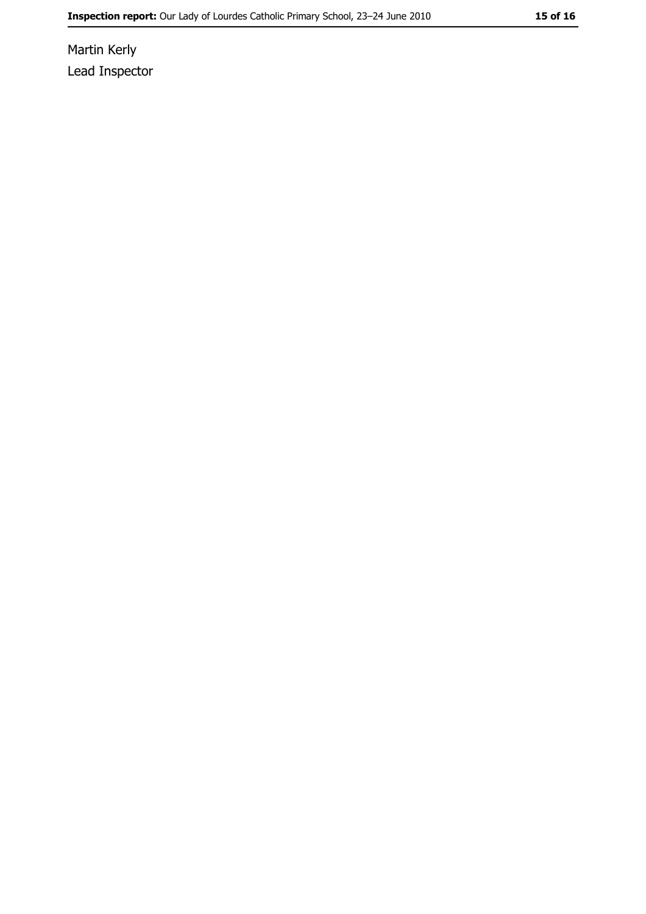Martin Kerly

Lead Inspector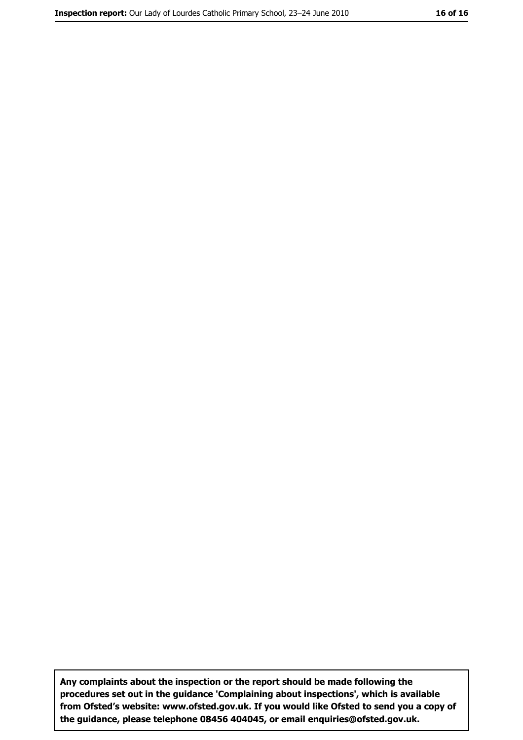**Any complaints about the inspection or the report should be made following the procedures set out in the guidance 'Complaining about inspections', which is available from Ofsted's website: www.ofsted.gov.uk. If you would like Ofsted to send you a copy of the guidance, please telephone 08456 404045, or email enquiries@ofsted.gov.uk.**